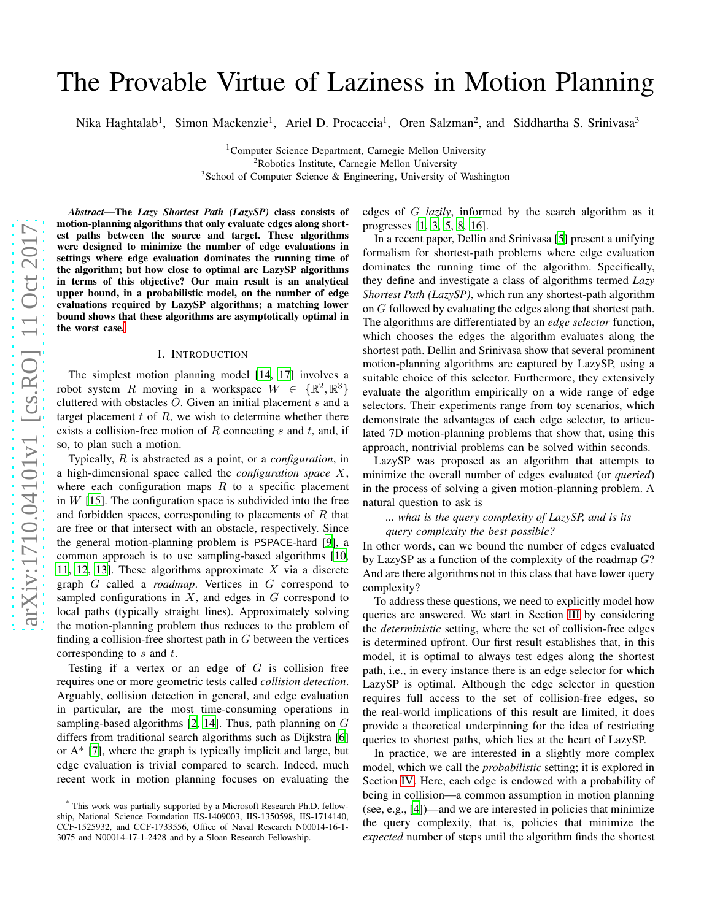# The Provable Virtue of Laziness in Motion Planning

Nika Haghtalab[1], Simon Mackenzie[1], Ariel D. Procaccia[1], Oren Salzman[2], and Siddhartha S. Srinivasa[3]

[1]Computer Science Department, Carnegie Mellon University
[2]Robotics Institute, Carnegie Mellon University
[3]School of Computer Science & Engineering, University of Washington

***Abstract*—The *Lazy Shortest Path (LazySP)* class consists of motion-planning algorithms that only evaluate edges along shortest paths between the source and target. These algorithms were designed to minimize the number of edge evaluations in settings where edge evaluation dominates the running time of the algorithm; but how close to optimal are LazySP algorithms in terms of this objective? Our main result is an analytical upper bound, in a probabilistic model, on the number of edge evaluations required by LazySP algorithms; a matching lower bound shows that these algorithms are asymptotically optimal in the worst case.***[*]

## I. Introduction

The simplest motion planning model [14, 17] involves a robot system $R$ moving in a workspace $W \in \{\mathbb{R}^2, \mathbb{R}^3\}$ cluttered with obstacles $O$. Given an initial placement $s$ and a target placement $t$ of $R$, we wish to determine whether there exists a collision-free motion of $R$ connecting $s$ and $t$, and, if so, to plan such a motion.

Typically, $R$ is abstracted as a point, or a *configuration*, in a high-dimensional space called the *configuration space* $X$, where each configuration maps $R$ to a specific placement in $W$ [15]. The configuration space is subdivided into the free and forbidden spaces, corresponding to placements of $R$ that are free or that intersect with an obstacle, respectively. Since the general motion-planning problem is PSPACE-hard [9], a common approach is to use sampling-based algorithms [10, 11, 12, 13]. These algorithms approximate $X$ via a discrete graph $G$ called a *roadmap*. Vertices in $G$ correspond to sampled configurations in $X$, and edges in $G$ correspond to local paths (typically straight lines). Approximately solving the motion-planning problem thus reduces to the problem of finding a collision-free shortest path in $G$ between the vertices corresponding to $s$ and $t$.

Testing if a vertex or an edge of $G$ is collision free requires one or more geometric tests called *collision detection*. Arguably, collision detection in general, and edge evaluation in particular, are the most time-consuming operations in sampling-based algorithms [2, 14]. Thus, path planning on $G$ differs from traditional search algorithms such as Dijkstra [6] or A* [7], where the graph is typically implicit and large, but edge evaluation is trivial compared to search. Indeed, much recent work in motion planning focuses on evaluating the edges of $G$ *lazily*, informed by the search algorithm as it progresses [1, 3, 5, 8, 16].

In a recent paper, Dellin and Srinivasa [5] present a unifying formalism for shortest-path problems where edge evaluation dominates the running time of the algorithm. Specifically, they define and investigate a class of algorithms termed *Lazy Shortest Path (LazySP)*, which run any shortest-path algorithm on $G$ followed by evaluating the edges along that shortest path. The algorithms are differentiated by an *edge selector* function, which chooses the edges the algorithm evaluates along the shortest path. Dellin and Srinivasa show that several prominent motion-planning algorithms are captured by LazySP, using a suitable choice of this selector. Furthermore, they extensively evaluate the algorithm empirically on a wide range of edge selectors. Their experiments range from toy scenarios, which demonstrate the advantages of each edge selector, to articulated 7D motion-planning problems that show that, using this approach, nontrivial problems can be solved within seconds.

LazySP was proposed as an algorithm that attempts to minimize the overall number of edges evaluated (or *queried*) in the process of solving a given motion-planning problem. A natural question to ask is

> *... what is the query complexity of LazySP, and is its query complexity the best possible?*

In other words, can we bound the number of edges evaluated by LazySP as a function of the complexity of the roadmap $G$? And are there algorithms not in this class that have lower query complexity?

To address these questions, we need to explicitly model how queries are answered. We start in Section III by considering the *deterministic* setting, where the set of collision-free edges is determined upfront. Our first result establishes that, in this model, it is optimal to always test edges along the shortest path, i.e., in every instance there is an edge selector for which LazySP is optimal. Although the edge selector in question requires full access to the set of collision-free edges, so the real-world implications of this result are limited, it does provide a theoretical underpinning for the idea of restricting queries to shortest paths, which lies at the heart of LazySP.

In practice, we are interested in a slightly more complex model, which we call the *probabilistic* setting; it is explored in Section IV. Here, each edge is endowed with a probability of being in collision—a common assumption in motion planning (see, e.g., [4])—and we are interested in policies that minimize the query complexity, that is, policies that minimize the *expected* number of steps until the algorithm finds the shortest

[*] This work was partially supported by a Microsoft Research Ph.D. fellowship, National Science Foundation IIS-1409003, IIS-1350598, IIS-1714140, CCF-1525932, and CCF-1733556, Office of Naval Research N00014-16-1-3075 and N00014-17-1-2428 and by a Sloan Research Fellowship.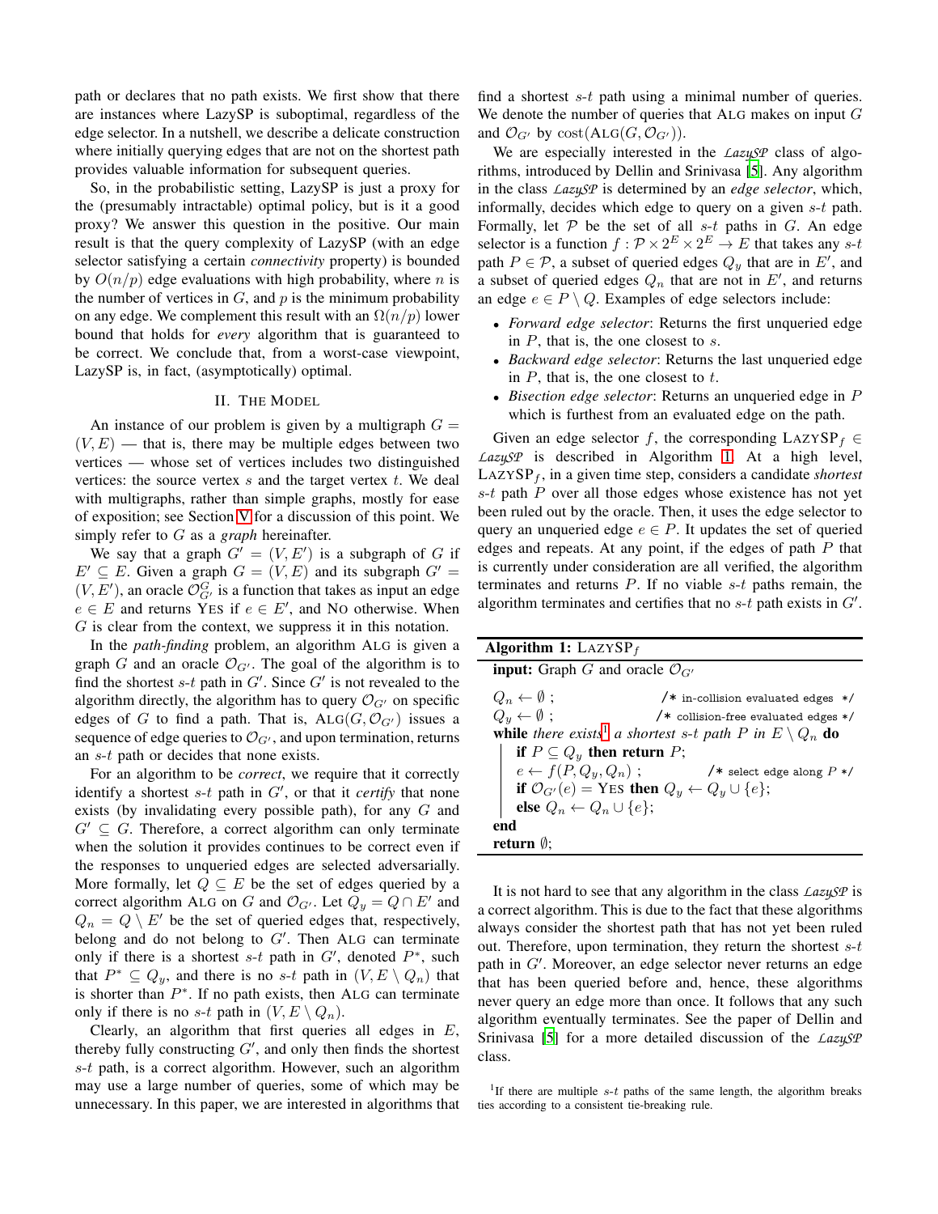path or declares that no path exists. We first show that there are instances where LazySP is suboptimal, regardless of the edge selector. In a nutshell, we describe a delicate construction where initially querying edges that are not on the shortest path provides valuable information for subsequent queries.

So, in the probabilistic setting, LazySP is just a proxy for the (presumably intractable) optimal policy, but is it a good proxy? We answer this question in the positive. Our main result is that the query complexity of LazySP (with an edge selector satisfying a certain *connectivity* property) is bounded by $O(n/p)$ edge evaluations with high probability, where $n$ is the number of vertices in $G$, and $p$ is the minimum probability on any edge. We complement this result with an $\Omega(n/p)$ lower bound that holds for *every* algorithm that is guaranteed to be correct. We conclude that, from a worst-case viewpoint, LazySP is, in fact, (asymptotically) optimal.

## II. The Model

An instance of our problem is given by a multigraph $G = (V, E)$ — that is, there may be multiple edges between two vertices — whose set of vertices includes two distinguished vertices: the source vertex $s$ and the target vertex $t$. We deal with multigraphs, rather than simple graphs, mostly for ease of exposition; see Section V for a discussion of this point. We simply refer to $G$ as a *graph* hereinafter.

We say that a graph $G' = (V, E')$ is a subgraph of $G$ if $E' \subseteq E$. Given a graph $G = (V, E)$ and its subgraph $G' = (V, E')$, an oracle $\mathcal{O}^G_{G'}$ is a function that takes as input an edge $e \in E$ and returns Yes if $e \in E'$, and No otherwise. When $G$ is clear from the context, we suppress it in this notation.

In the *path-finding* problem, an algorithm Alg is given a graph $G$ and an oracle $\mathcal{O}_{G'}$. The goal of the algorithm is to find the shortest $s$-$t$ path in $G'$. Since $G'$ is not revealed to the algorithm directly, the algorithm has to query $\mathcal{O}_{G'}$ on specific edges of $G$ to find a path. That is, $\text{Alg}(G, \mathcal{O}_{G'})$ issues a sequence of edge queries to $\mathcal{O}_{G'}$, and upon termination, returns an $s$-$t$ path or decides that none exists.

For an algorithm to be *correct*, we require that it correctly identify a shortest $s$-$t$ path in $G'$, or that it *certify* that none exists (by invalidating every possible path), for any $G$ and $G' \subseteq G$. Therefore, a correct algorithm can only terminate when the solution it provides continues to be correct even if the responses to unqueried edges are selected adversarially. More formally, let $Q \subseteq E$ be the set of edges queried by a correct algorithm Alg on $G$ and $\mathcal{O}_{G'}$. Let $Q_y = Q \cap E'$ and $Q_n = Q \setminus E'$ be the set of queried edges that, respectively, belong and do not belong to $G'$. Then Alg can terminate only if there is a shortest $s$-$t$ path in $G'$, denoted $P^*$, such that $P^* \subseteq Q_y$, and there is no $s$-$t$ path in $(V, E \setminus Q_n)$ that is shorter than $P^*$. If no path exists, then Alg can terminate only if there is no $s$-$t$ path in $(V, E \setminus Q_n)$.

Clearly, an algorithm that first queries all edges in $E$, thereby fully constructing $G'$, and only then finds the shortest $s$-$t$ path, is a correct algorithm. However, such an algorithm may use a large number of queries, some of which may be unnecessary. In this paper, we are interested in algorithms that find a shortest $s$-$t$ path using a minimal number of queries. We denote the number of queries that Alg makes on input $G$ and $\mathcal{O}_{G'}$ by $\text{cost}(\text{Alg}(G, \mathcal{O}_{G'}))$.

We are especially interested in the $\mathcal{LazySP}$ class of algorithms, introduced by Dellin and Srinivasa [5]. Any algorithm in the class $\mathcal{LazySP}$ is determined by an *edge selector*, which, informally, decides which edge to query on a given $s$-$t$ path. Formally, let $\mathcal{P}$ be the set of all $s$-$t$ paths in $G$. An edge selector is a function $f : \mathcal{P} \times 2^E \times 2^E \to E$ that takes any $s$-$t$ path $P \in \mathcal{P}$, a subset of queried edges $Q_y$ that are in $E'$, and a subset of queried edges $Q_n$ that are not in $E'$, and returns an edge $e \in P \setminus Q$. Examples of edge selectors include:

- *Forward edge selector*: Returns the first unqueried edge in $P$, that is, the one closest to $s$.
- *Backward edge selector*: Returns the last unqueried edge in $P$, that is, the one closest to $t$.
- *Bisection edge selector*: Returns an unqueried edge in $P$ which is furthest from an evaluated edge on the path.

Given an edge selector $f$, the corresponding $\text{LazySP}_f \in \mathcal{LazySP}$ is described in Algorithm 1. At a high level, $\text{LazySP}_f$, in a given time step, considers a candidate *shortest* $s$-$t$ path $P$ over all those edges whose existence has not yet been ruled out by the oracle. Then, it uses the edge selector to query an unqueried edge $e \in P$. It updates the set of queried edges and repeats. At any point, if the edges of path $P$ that is currently under consideration are all verified, the algorithm terminates and returns $P$. If no viable $s$-$t$ paths remain, the algorithm terminates and certifies that no $s$-$t$ path exists in $G'$.

**Algorithm 1:** $\text{LazySP}_f$

```
input: Graph G and oracle O_{G'}
Q_n ← ∅ ;                /* in-collision evaluated edges */
Q_y ← ∅ ;                /* collision-free evaluated edges */
while there exists[1] a shortest s-t path P in E \ Q_n do
    if P ⊆ Q_y then return P;
    e ← f(P, Q_y, Q_n) ;         /* select edge along P */
    if O_{G'}(e) = YES then Q_y ← Q_y ∪ {e};
    else Q_n ← Q_n ∪ {e};
end
return ∅;
```

It is not hard to see that any algorithm in the class $\mathcal{LazySP}$ is a correct algorithm. This is due to the fact that these algorithms always consider the shortest path that has not yet been ruled out. Therefore, upon termination, they return the shortest $s$-$t$ path in $G'$. Moreover, an edge selector never returns an edge that has been queried before and, hence, these algorithms never query an edge more than once. It follows that any such algorithm eventually terminates. See the paper of Dellin and Srinivasa [5] for a more detailed discussion of the $\mathcal{LazySP}$ class.

[1] If there are multiple $s$-$t$ paths of the same length, the algorithm breaks ties according to a consistent tie-breaking rule.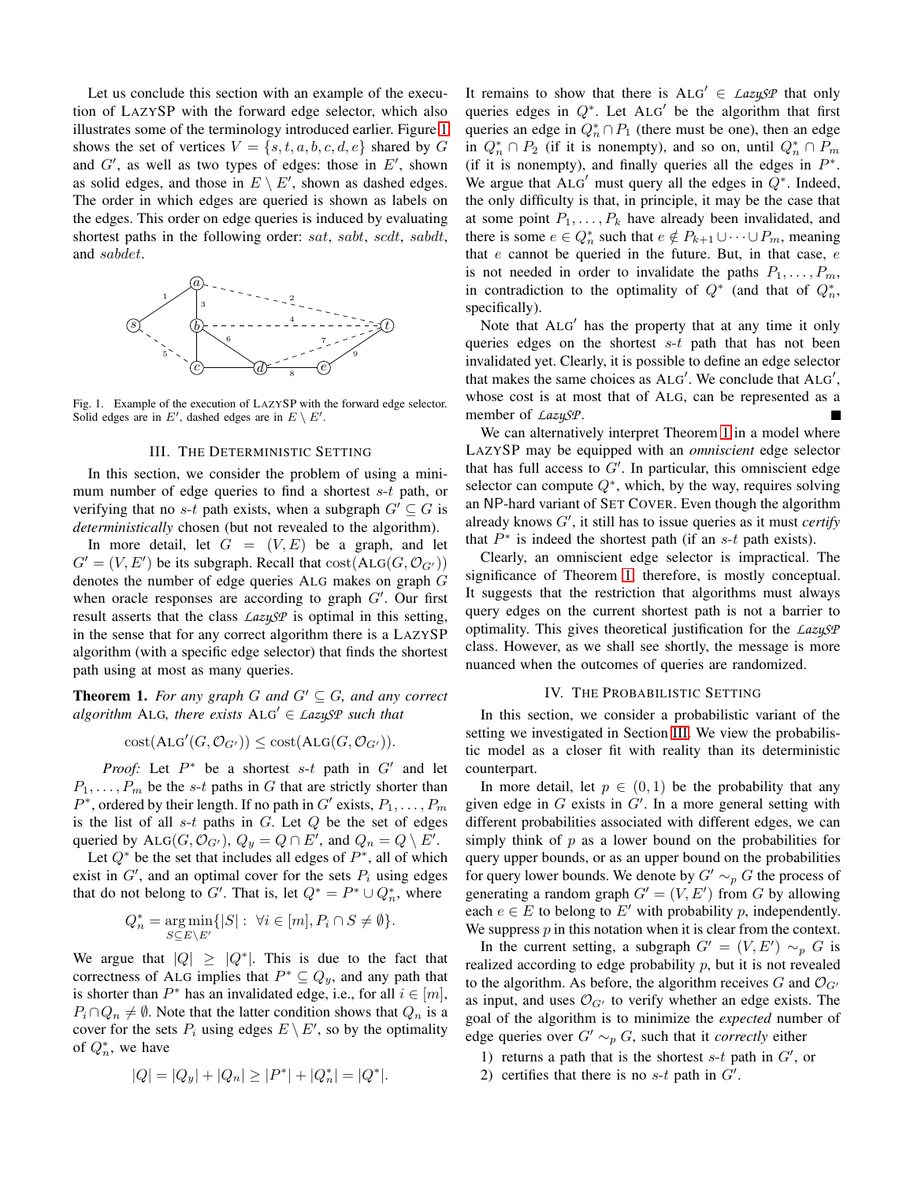Let us conclude this section with an example of the execution of LAZYSP with the forward edge selector, which also illustrates some of the terminology introduced earlier. Figure 1 shows the set of vertices $V = \{s, t, a, b, c, d, e\}$ shared by $G$ and $G'$, as well as two types of edges: those in $E'$, shown as solid edges, and those in $E \setminus E'$, shown as dashed edges. The order in which edges are queried is shown as labels on the edges. This order on edge queries is induced by evaluating shortest paths in the following order: $sat$, $sabt$, $scdt$, $sabdt$, and $sabdet$.

Fig. 1. Example of the execution of LAZYSP with the forward edge selector. Solid edges are in $E'$, dashed edges are in $E \setminus E'$.

## III. The Deterministic Setting

In this section, we consider the problem of using a minimum number of edge queries to find a shortest $s$-$t$ path, or verifying that no $s$-$t$ path exists, when a subgraph $G' \subseteq G$ is *deterministically* chosen (but not revealed to the algorithm).

In more detail, let $G = (V, E)$ be a graph, and let $G' = (V, E')$ be its subgraph. Recall that $\text{cost}(\text{ALG}(G, \mathcal{O}_{G'}))$ denotes the number of edge queries ALG makes on graph $G$ when oracle responses are according to graph $G'$. Our first result asserts that the class *LazySP* is optimal in this setting, in the sense that for any correct algorithm there is a LAZYSP algorithm (with a specific edge selector) that finds the shortest path using at most as many queries.

**Theorem 1.** *For any graph $G$ and $G' \subseteq G$, and any correct algorithm* ALG*, there exists* $\text{ALG}' \in$ *LazySP such that*

$$\text{cost}(\text{ALG}'(G, \mathcal{O}_{G'})) \leq \text{cost}(\text{ALG}(G, \mathcal{O}_{G'})).$$

*Proof:* Let $P^*$ be a shortest $s$-$t$ path in $G'$ and let $P_1, \ldots, P_m$ be the $s$-$t$ paths in $G$ that are strictly shorter than $P^*$, ordered by their length. If no path in $G'$ exists, $P_1, \ldots, P_m$ is the list of all $s$-$t$ paths in $G$. Let $Q$ be the set of edges queried by $\text{ALG}(G, \mathcal{O}_{G'})$, $Q_y = Q \cap E'$, and $Q_n = Q \setminus E'$.

Let $Q^*$ be the set that includes all edges of $P^*$, all of which exist in $G'$, and an optimal cover for the sets $P_i$ using edges that do not belong to $G'$. That is, let $Q^* = P^* \cup Q_n^*$, where

$$Q_n^* = \underset{S \subseteq E \setminus E'}{\arg\min}\{|S| : \ \forall i \in [m], P_i \cap S \neq \emptyset\}.$$

We argue that $|Q| \geq |Q^*|$. This is due to the fact that correctness of ALG implies that $P^* \subseteq Q_y$, and any path that is shorter than $P^*$ has an invalidated edge, i.e., for all $i \in [m]$, $P_i \cap Q_n \neq \emptyset$. Note that the latter condition shows that $Q_n$ is a cover for the sets $P_i$ using edges $E \setminus E'$, so by the optimality of $Q_n^*$, we have

$$|Q| = |Q_y| + |Q_n| \geq |P^*| + |Q_n^*| = |Q^*|.$$

It remains to show that there is $\text{ALG}' \in$ *LazySP* that only queries edges in $Q^*$. Let $\text{ALG}'$ be the algorithm that first queries an edge in $Q_n^* \cap P_1$ (there must be one), then an edge in $Q_n^* \cap P_2$ (if it is nonempty), and so on, until $Q_n^* \cap P_m$ (if it is nonempty), and finally queries all the edges in $P^*$. We argue that $\text{ALG}'$ must query all the edges in $Q^*$. Indeed, the only difficulty is that, in principle, it may be the case that at some point $P_1, \ldots, P_k$ have already been invalidated, and there is some $e \in Q_n^*$ such that $e \notin P_{k+1} \cup \cdots \cup P_m$, meaning that $e$ cannot be queried in the future. But, in that case, $e$ is not needed in order to invalidate the paths $P_1, \ldots, P_m$, in contradiction to the optimality of $Q^*$ (and that of $Q_n^*$, specifically).

Note that $\text{ALG}'$ has the property that at any time it only queries edges on the shortest $s$-$t$ path that has not been invalidated yet. Clearly, it is possible to define an edge selector that makes the same choices as $\text{ALG}'$. We conclude that $\text{ALG}'$, whose cost is at most that of ALG, can be represented as a member of *LazySP*. ■

We can alternatively interpret Theorem 1 in a model where LAZYSP may be equipped with an *omniscient* edge selector that has full access to $G'$. In particular, this omniscient edge selector can compute $Q^*$, which, by the way, requires solving an NP-hard variant of SET COVER. Even though the algorithm already knows $G'$, it still has to issue queries as it must *certify* that $P^*$ is indeed the shortest path (if an $s$-$t$ path exists).

Clearly, an omniscient edge selector is impractical. The significance of Theorem 1, therefore, is mostly conceptual. It suggests that the restriction that algorithms must always query edges on the current shortest path is not a barrier to optimality. This gives theoretical justification for the *LazySP* class. However, as we shall see shortly, the message is more nuanced when the outcomes of queries are randomized.

## IV. The Probabilistic Setting

In this section, we consider a probabilistic variant of the setting we investigated in Section III. We view the probabilistic model as a closer fit with reality than its deterministic counterpart.

In more detail, let $p \in (0, 1)$ be the probability that any given edge in $G$ exists in $G'$. In a more general setting with different probabilities associated with different edges, we can simply think of $p$ as a lower bound on the probabilities for query upper bounds, or as an upper bound on the probabilities for query lower bounds. We denote by $G' \sim_p G$ the process of generating a random graph $G' = (V, E')$ from $G$ by allowing each $e \in E$ to belong to $E'$ with probability $p$, independently. We suppress $p$ in this notation when it is clear from the context.

In the current setting, a subgraph $G' = (V, E') \sim_p G$ is realized according to edge probability $p$, but it is not revealed to the algorithm. As before, the algorithm receives $G$ and $\mathcal{O}_{G'}$ as input, and uses $\mathcal{O}_{G'}$ to verify whether an edge exists. The goal of the algorithm is to minimize the *expected* number of edge queries over $G' \sim_p G$, such that it *correctly* either

1) returns a path that is the shortest $s$-$t$ path in $G'$, or
2) certifies that there is no $s$-$t$ path in $G'$.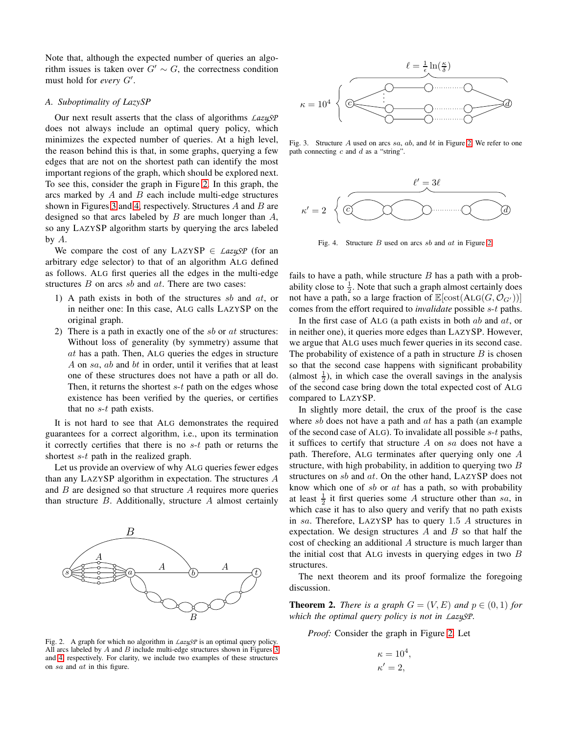Note that, although the expected number of queries an algorithm issues is taken over $G' \sim G$, the correctness condition must hold for *every* $G'$.

### A. Suboptimality of LazySP

Our next result asserts that the class of algorithms $\mathcal{LazySP}$ does not always include an optimal query policy, which minimizes the expected number of queries. At a high level, the reason behind this is that, in some graphs, querying a few edges that are not on the shortest path can identify the most important regions of the graph, which should be explored next. To see this, consider the graph in Figure 2. In this graph, the arcs marked by $A$ and $B$ each include multi-edge structures shown in Figures 3 and 4, respectively. Structures $A$ and $B$ are designed so that arcs labeled by $B$ are much longer than $A$, so any LAZYSP algorithm starts by querying the arcs labeled by $A$.

We compare the cost of any LAZYSP $\in \mathcal{LazySP}$ (for an arbitrary edge selector) to that of an algorithm ALG defined as follows. ALG first queries all the edges in the multi-edge structures $B$ on arcs $sb$ and $at$. There are two cases:

1) A path exists in both of the structures $sb$ and $at$, or in neither one: In this case, ALG calls LAZYSP on the original graph.
2) There is a path in exactly one of the $sb$ or $at$ structures: Without loss of generality (by symmetry) assume that $at$ has a path. Then, ALG queries the edges in structure $A$ on $sa$, $ab$ and $bt$ in order, until it verifies that at least one of these structures does not have a path or all do. Then, it returns the shortest $s$-$t$ path on the edges whose existence has been verified by the queries, or certifies that no $s$-$t$ path exists.

It is not hard to see that ALG demonstrates the required guarantees for a correct algorithm, i.e., upon its termination it correctly certifies that there is no $s$-$t$ path or returns the shortest $s$-$t$ path in the realized graph.

Let us provide an overview of why ALG queries fewer edges than any LAZYSP algorithm in expectation. The structures $A$ and $B$ are designed so that structure $A$ requires more queries than structure $B$. Additionally, structure $A$ almost certainly fails to have a path, while structure $B$ has a path with a probability close to $\frac{1}{2}$. Note that such a graph almost certainly does not have a path, so a large fraction of $\mathbb{E}[\mathrm{cost}(\mathrm{ALG}(G, \mathcal{O}_{G'}))]$ comes from the effort required to *invalidate* possible $s$-$t$ paths.

In the first case of ALG (a path exists in both $ab$ and $at$, or in neither one), it queries more edges than LAZYSP. However, we argue that ALG uses much fewer queries in its second case. The probability of existence of a path in structure $B$ is chosen so that the second case happens with significant probability (almost $\frac{1}{2}$), in which case the overall savings in the analysis of the second case bring down the total expected cost of ALG compared to LAZYSP.

In slightly more detail, the crux of the proof is the case where $sb$ does not have a path and $at$ has a path (an example of the second case of ALG). To invalidate all possible $s$-$t$ paths, it suffices to certify that structure $A$ on $sa$ does not have a path. Therefore, ALG terminates after querying only one $A$ structure, with high probability, in addition to querying two $B$ structures on $sb$ and $at$. On the other hand, LAZYSP does not know which one of $sb$ or $at$ has a path, so with probability at least $\frac{1}{2}$ it first queries some $A$ structure other than $sa$, in which case it has to also query and verify that no path exists in $sa$. Therefore, LAZYSP has to query $1.5$ $A$ structures in expectation. We design structures $A$ and $B$ so that half the cost of checking an additional $A$ structure is much larger than the initial cost that ALG invests in querying edges in two $B$ structures.

The next theorem and its proof formalize the foregoing discussion.

Fig. 2. A graph for which no algorithm in $\mathcal{LazySP}$ is an optimal query policy. All arcs labeled by $A$ and $B$ include multi-edge structures shown in Figures 3 and 4, respectively. For clarity, we include two examples of these structures on $sa$ and $at$ in this figure.

Fig. 3. Structure $A$ used on arcs $sa$, $ab$, and $bt$ in Figure 2. We refer to one path connecting $c$ and $d$ as a "string".

Fig. 4. Structure $B$ used on arcs $sb$ and $at$ in Figure 2.

**Theorem 2.** *There is a graph $G = (V, E)$ and $p \in (0, 1)$ for which the optimal query policy is not in $\mathcal{LazySP}$.*

*Proof:* Consider the graph in Figure 2. Let

$$\kappa = 10^4,$$
$$\kappa' = 2,$$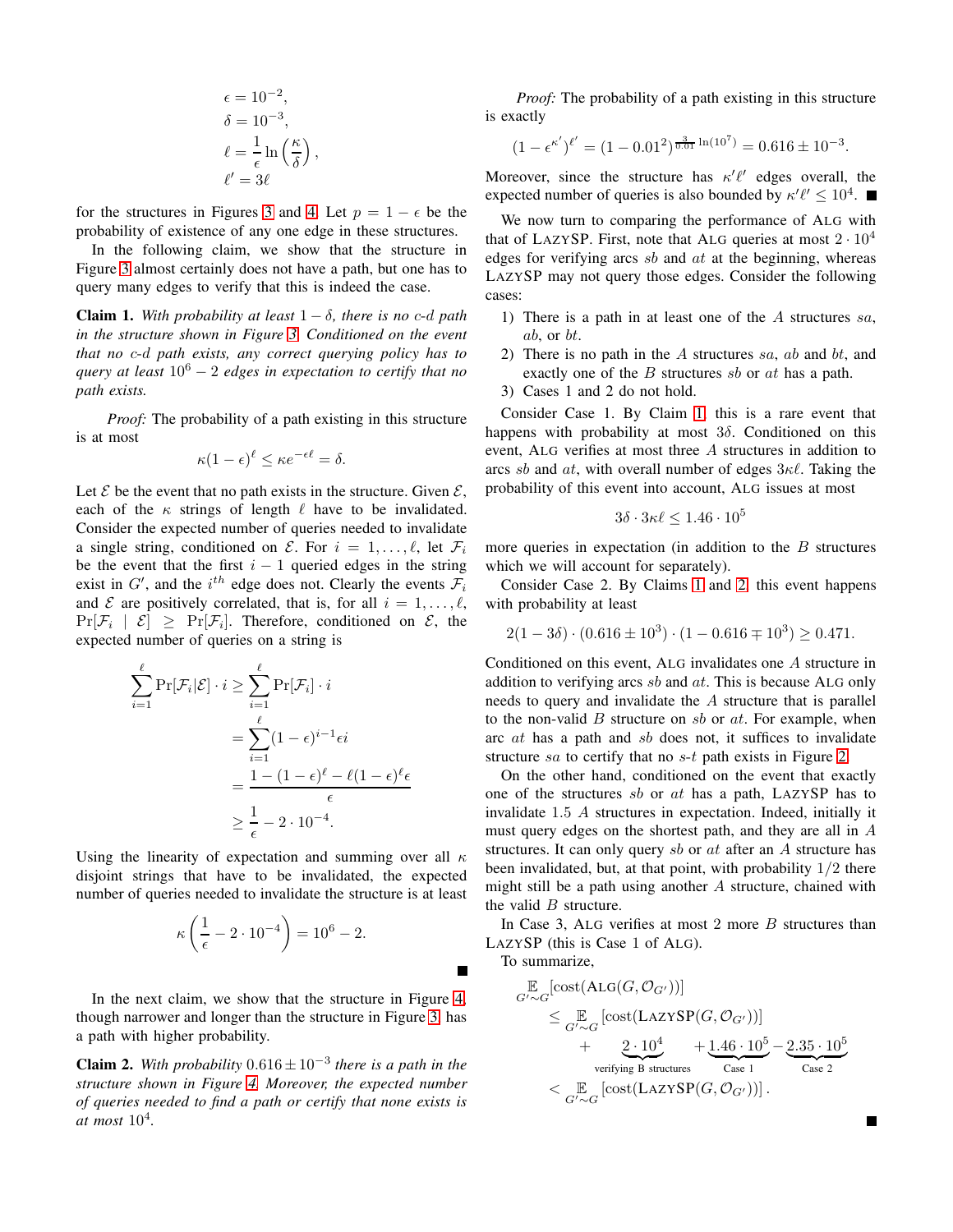$$
\begin{aligned}
\epsilon &= 10^{-2}, \\
\delta &= 10^{-3}, \\
\ell &= \frac{1}{\epsilon} \ln\left(\frac{\kappa}{\delta}\right), \\
\ell' &= 3\ell
\end{aligned}
$$

for the structures in Figures 3 and 4. Let $p = 1 - \epsilon$ be the probability of existence of any one edge in these structures.

In the following claim, we show that the structure in Figure 3 almost certainly does not have a path, but one has to query many edges to verify that this is indeed the case.

**Claim 1.** *With probability at least $1 - \delta$, there is no c-d path in the structure shown in Figure 3. Conditioned on the event that no c-d path exists, any correct querying policy has to query at least $10^6 - 2$ edges in expectation to certify that no path exists.*

*Proof:* The probability of a path existing in this structure is at most

$$\kappa(1-\epsilon)^\ell \le \kappa e^{-\epsilon \ell} = \delta.$$

Let $\mathcal{E}$ be the event that no path exists in the structure. Given $\mathcal{E}$, each of the $\kappa$ strings of length $\ell$ have to be invalidated. Consider the expected number of queries needed to invalidate a single string, conditioned on $\mathcal{E}$. For $i = 1, \ldots, \ell$, let $\mathcal{F}_i$ be the event that the first $i-1$ queried edges in the string exist in $G'$, and the $i^{th}$ edge does not. Clearly the events $\mathcal{F}_i$ and $\mathcal{E}$ are positively correlated, that is, for all $i = 1, \ldots, \ell$, $\Pr[\mathcal{F}_i \mid \mathcal{E}] \ge \Pr[\mathcal{F}_i]$. Therefore, conditioned on $\mathcal{E}$, the expected number of queries on a string is

$$
\begin{aligned}
\sum_{i=1}^{\ell} \Pr[\mathcal{F}_i|\mathcal{E}] \cdot i &\ge \sum_{i=1}^{\ell} \Pr[\mathcal{F}_i] \cdot i \\
&= \sum_{i=1}^{\ell} (1-\epsilon)^{i-1} \epsilon i \\
&= \frac{1 - (1-\epsilon)^\ell - \ell(1-\epsilon)^\ell \epsilon}{\epsilon} \\
&\ge \frac{1}{\epsilon} - 2 \cdot 10^{-4}.
\end{aligned}
$$

Using the linearity of expectation and summing over all $\kappa$ disjoint strings that have to be invalidated, the expected number of queries needed to invalidate the structure is at least

$$\kappa\left(\frac{1}{\epsilon} - 2 \cdot 10^{-4}\right) = 10^6 - 2.$$

■

In the next claim, we show that the structure in Figure 4, though narrower and longer than the structure in Figure 3, has a path with higher probability.

**Claim 2.** *With probability $0.616 \pm 10^{-3}$ there is a path in the structure shown in Figure 4. Moreover, the expected number of queries needed to find a path or certify that none exists is at most $10^4$.*

*Proof:* The probability of a path existing in this structure is exactly

$$(1 - \epsilon^{\kappa'})^{\ell'} = (1 - 0.01^2)^{\frac{3}{0.01}\ln(10^7)} = 0.616 \pm 10^{-3}.$$

Moreover, since the structure has $\kappa'\ell'$ edges overall, the expected number of queries is also bounded by $\kappa'\ell' \le 10^4$. ■

We now turn to comparing the performance of ALG with that of LAZYSP. First, note that ALG queries at most $2 \cdot 10^4$ edges for verifying arcs $sb$ and $at$ at the beginning, whereas LAZYSP may not query those edges. Consider the following cases:

1) There is a path in at least one of the $A$ structures $sa$, $ab$, or $bt$.
2) There is no path in the $A$ structures $sa$, $ab$ and $bt$, and exactly one of the $B$ structures $sb$ or $at$ has a path.
3) Cases 1 and 2 do not hold.

Consider Case 1. By Claim 1, this is a rare event that happens with probability at most $3\delta$. Conditioned on this event, ALG verifies at most three $A$ structures in addition to arcs $sb$ and $at$, with overall number of edges $3\kappa\ell$. Taking the probability of this event into account, ALG issues at most

$$3\delta \cdot 3\kappa\ell \le 1.46 \cdot 10^5$$

more queries in expectation (in addition to the $B$ structures which we will account for separately).

Consider Case 2. By Claims 1 and 2, this event happens with probability at least

$$2(1 - 3\delta) \cdot (0.616 \pm 10^3) \cdot (1 - 0.616 \mp 10^3) \ge 0.471.$$

Conditioned on this event, ALG invalidates one $A$ structure in addition to verifying arcs $sb$ and $at$. This is because ALG only needs to query and invalidate the $A$ structure that is parallel to the non-valid $B$ structure on $sb$ or $at$. For example, when arc $at$ has a path and $sb$ does not, it suffices to invalidate structure $sa$ to certify that no $s$-$t$ path exists in Figure 2.

On the other hand, conditioned on the event that exactly one of the structures $sb$ or $at$ has a path, LAZYSP has to invalidate 1.5 $A$ structures in expectation. Indeed, initially it must query edges on the shortest path, and they are all in $A$ structures. It can only query $sb$ or $at$ after an $A$ structure has been invalidated, but, at that point, with probability $1/2$ there might still be a path using another $A$ structure, chained with the valid $B$ structure.

In Case 3, ALG verifies at most 2 more $B$ structures than LAZYSP (this is Case 1 of ALG).

To summarize,

$$
\begin{aligned}
&\mathop{\mathbb{E}}_{G' \sim G}[\text{cost}(\text{ALG}(G, \mathcal{O}_{G'}))] \\
&\quad \le \mathop{\mathbb{E}}_{G' \sim G}[\text{cost}(\text{LAZYSP}(G, \mathcal{O}_{G'}))] \\
&\qquad + \underbrace{2 \cdot 10^4}_{\text{verifying B structures}} + \underbrace{1.46 \cdot 10^5}_{\text{Case 1}} - \underbrace{2.35 \cdot 10^5}_{\text{Case 2}} \\
&\quad < \mathop{\mathbb{E}}_{G' \sim G}[\text{cost}(\text{LAZYSP}(G, \mathcal{O}_{G'}))].
\end{aligned}
$$

■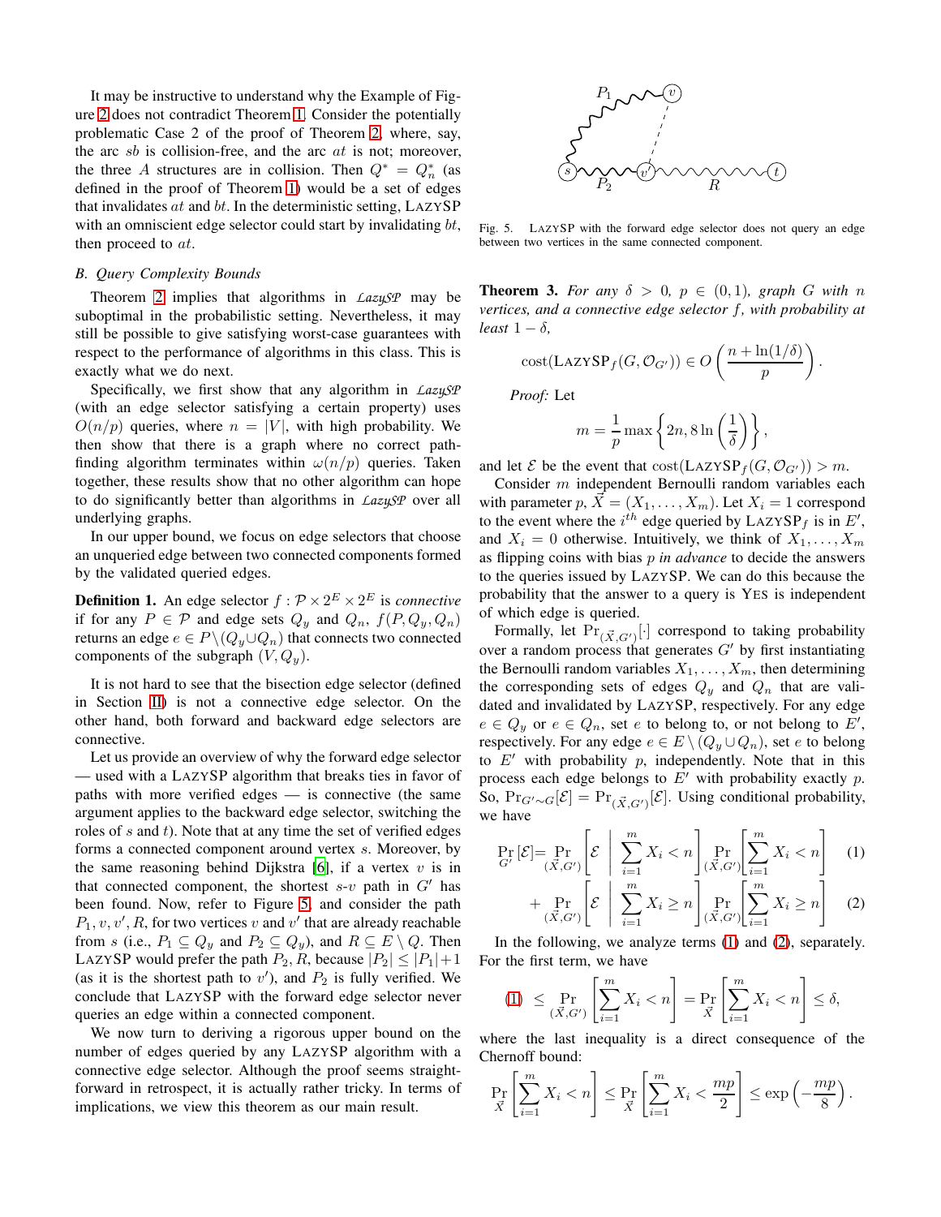It may be instructive to understand why the Example of Figure 2 does not contradict Theorem 1. Consider the potentially problematic Case 2 of the proof of Theorem 2, where, say, the arc $sb$ is collision-free, and the arc $at$ is not; moreover, the three $A$ structures are in collision. Then $Q^* = Q_n^*$ (as defined in the proof of Theorem 1) would be a set of edges that invalidates $at$ and $bt$. In the deterministic setting, LAZYSP with an omniscient edge selector could start by invalidating $bt$, then proceed to $at$.

### B. Query Complexity Bounds

Theorem 2 implies that algorithms in *LazySP* may be suboptimal in the probabilistic setting. Nevertheless, it may still be possible to give satisfying worst-case guarantees with respect to the performance of algorithms in this class. This is exactly what we do next.

Specifically, we first show that any algorithm in *LazySP* (with an edge selector satisfying a certain property) uses $O(n/p)$ queries, where $n = |V|$, with high probability. We then show that there is a graph where no correct path-finding algorithm terminates within $\omega(n/p)$ queries. Taken together, these results show that no other algorithm can hope to do significantly better than algorithms in *LazySP* over all underlying graphs.

In our upper bound, we focus on edge selectors that choose an unqueried edge between two connected components formed by the validated queried edges.

**Definition 1.** An edge selector $f : \mathcal{P} \times 2^E \times 2^E$ is *connective* if for any $P \in \mathcal{P}$ and edge sets $Q_y$ and $Q_n$, $f(P, Q_y, Q_n)$ returns an edge $e \in P \setminus (Q_y \cup Q_n)$ that connects two connected components of the subgraph $(V, Q_y)$.

It is not hard to see that the bisection edge selector (defined in Section II) is not a connective edge selector. On the other hand, both forward and backward edge selectors are connective.

Let us provide an overview of why the forward edge selector — used with a LAZYSP algorithm that breaks ties in favor of paths with more verified edges — is connective (the same argument applies to the backward edge selector, switching the roles of $s$ and $t$). Note that at any time the set of verified edges forms a connected component around vertex $s$. Moreover, by the same reasoning behind Dijkstra [6], if a vertex $v$ is in that connected component, the shortest $s$-$v$ path in $G'$ has been found. Now, refer to Figure 5, and consider the path $P_1, v, v', R$, for two vertices $v$ and $v'$ that are already reachable from $s$ (i.e., $P_1 \subseteq Q_y$ and $P_2 \subseteq Q_y$), and $R \subseteq E \setminus Q$. Then LAZYSP would prefer the path $P_2, R$, because $|P_2| \leq |P_1|+1$ (as it is the shortest path to $v'$), and $P_2$ is fully verified. We conclude that LAZYSP with the forward edge selector never queries an edge within a connected component.

We now turn to deriving a rigorous upper bound on the number of edges queried by any LAZYSP algorithm with a connective edge selector. Although the proof seems straightforward in retrospect, it is actually rather tricky. In terms of implications, we view this theorem as our main result.

Fig. 5. LAZYSP with the forward edge selector does not query an edge between two vertices in the same connected component.

**Theorem 3.** *For any $\delta > 0$, $p \in (0,1)$, graph $G$ with $n$ vertices, and a connective edge selector $f$, with probability at least $1-\delta$,*

$$\mathrm{cost}(\text{LAZYSP}_f(G, \mathcal{O}_{G'})) \in O\left(\frac{n + \ln(1/\delta)}{p}\right).$$

*Proof:* Let

$$m = \frac{1}{p}\max\left\{2n, 8\ln\left(\frac{1}{\delta}\right)\right\},$$

and let $\mathcal{E}$ be the event that $\mathrm{cost}(\text{LAZYSP}_f(G, \mathcal{O}_{G'})) > m$.

Consider $m$ independent Bernoulli random variables each with parameter $p$, $\vec{X} = (X_1, \ldots, X_m)$. Let $X_i = 1$ correspond to the event where the $i^{th}$ edge queried by LAZYSP$_f$ is in $E'$, and $X_i = 0$ otherwise. Intuitively, we think of $X_1, \ldots, X_m$ as flipping coins with bias $p$ *in advance* to decide the answers to the queries issued by LAZYSP. We can do this because the probability that the answer to a query is YES is independent of which edge is queried.

Formally, let $\Pr_{(\vec{X},G')}[\cdot]$ correspond to taking probability over a random process that generates $G'$ by first instantiating the Bernoulli random variables $X_1, \ldots, X_m$, then determining the corresponding sets of edges $Q_y$ and $Q_n$ that are validated and invalidated by LAZYSP, respectively. For any edge $e \in Q_y$ or $e \in Q_n$, set $e$ to belong to, or not belong to $E'$, respectively. For any edge $e \in E \setminus (Q_y \cup Q_n)$, set $e$ to belong to $E'$ with probability $p$, independently. Note that in this process each edge belongs to $E'$ with probability exactly $p$. So, $\Pr_{G' \sim G}[\mathcal{E}] = \Pr_{(\vec{X},G')}[\mathcal{E}]$. Using conditional probability, we have

$$\Pr_{G'}[\mathcal{E}] = \Pr_{(\vec{X},G')}\left[\mathcal{E} \;\middle|\; \sum_{i=1}^m X_i < n\right] \Pr_{(\vec{X},G')}\left[\sum_{i=1}^m X_i < n\right] \tag{1}$$

$$+ \Pr_{(\vec{X},G')}\left[\mathcal{E} \;\middle|\; \sum_{i=1}^m X_i \geq n\right] \Pr_{(\vec{X},G')}\left[\sum_{i=1}^m X_i \geq n\right] \tag{2}$$

In the following, we analyze terms (1) and (2), separately. For the first term, we have

$$(1) \;\leq \Pr_{(\vec{X},G')}\left[\sum_{i=1}^m X_i < n\right] = \Pr_{\vec{X}}\left[\sum_{i=1}^m X_i < n\right] \leq \delta,$$

where the last inequality is a direct consequence of the Chernoff bound:

$$\Pr_{\vec{X}}\left[\sum_{i=1}^m X_i < n\right] \leq \Pr_{\vec{X}}\left[\sum_{i=1}^m X_i < \frac{mp}{2}\right] \leq \exp\left(-\frac{mp}{8}\right).$$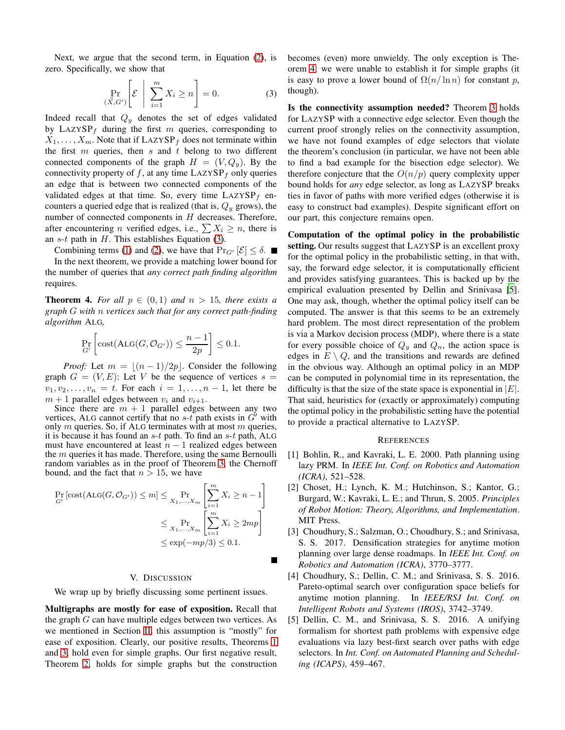Next, we argue that the second term, in Equation (2), is zero. Specifically, we show that

$$\Pr_{(\vec{X}, G')}\left[\mathcal{E} \;\middle|\; \sum_{i=1}^{m} X_i \geq n\right] = 0. \tag{3}$$

Indeed recall that $Q_y$ denotes the set of edges validated by $\textsc{LazySP}_f$ during the first $m$ queries, corresponding to $X_1, \ldots, X_m$. Note that if $\textsc{LazySP}_f$ does not terminate within the first $m$ queries, then $s$ and $t$ belong to two different connected components of the graph $H = (V, Q_y)$. By the connectivity property of $f$, at any time $\textsc{LazySP}_f$ only queries an edge that is between two connected components of the validated edges at that time. So, every time $\textsc{LazySP}_f$ encounters a queried edge that is realized (that is, $Q_y$ grows), the number of connected components in $H$ decreases. Therefore, after encountering $n$ verified edges, i.e., $\sum X_i \geq n$, there is an $s$-$t$ path in $H$. This establishes Equation (3).

Combining terms (1) and (2), we have that $\Pr_{G'}[\mathcal{E}] \leq \delta$. ■

In the next theorem, we provide a matching lower bound for the number of queries that *any correct path finding algorithm* requires.

**Theorem 4.** *For all $p \in (0,1)$ and $n > 15$, there exists a graph $G$ with $n$ vertices such that for any correct path-finding algorithm* $\textsc{Alg}$*,*

$$\Pr_{G'}\left[\text{cost}(\textsc{Alg}(G, \mathcal{O}_{G'})) \leq \frac{n-1}{2p}\right] \leq 0.1.$$

*Proof:* Let $m = \lfloor (n-1)/2p \rfloor$. Consider the following graph $G = (V, E)$: Let $V$ be the sequence of vertices $s = v_1, v_2, \ldots, v_n = t$. For each $i = 1, \ldots, n-1$, let there be $m+1$ parallel edges between $v_i$ and $v_{i+1}$.

Since there are $m+1$ parallel edges between any two vertices, $\textsc{Alg}$ cannot certify that no $s$-$t$ path exists in $G'$ with only $m$ queries. So, if $\textsc{Alg}$ terminates with at most $m$ queries, it is because it has found an $s$-$t$ path. To find an $s$-$t$ path, $\textsc{Alg}$ must have encountered at least $n-1$ realized edges between the $m$ queries it has made. Therefore, using the same Bernoulli random variables as in the proof of Theorem 3, the Chernoff bound, and the fact that $n > 15$, we have

$$\begin{aligned}
\Pr_{G'}[\text{cost}(\textsc{Alg}(G, \mathcal{O}_{G'})) \leq m] &\leq \Pr_{X_1,\ldots,X_m}\left[\sum_{i=1}^{m} X_i \geq n-1\right] \\
&\leq \Pr_{X_1,\ldots,X_m}\left[\sum_{i=1}^{m} X_i \geq 2mp\right] \\
&\leq \exp(-mp/3) \leq 0.1.
\end{aligned}$$

■

## V. Discussion

We wrap up by briefly discussing some pertinent issues.

**Multigraphs are mostly for ease of exposition.** Recall that the graph $G$ can have multiple edges between two vertices. As we mentioned in Section III, this assumption is "mostly" for ease of exposition. Clearly, our positive results, Theorems 1 and 3, hold even for simple graphs. Our first negative result, Theorem 2, holds for simple graphs but the construction becomes (even) more unwieldy. The only exception is Theorem 4: we were unable to establish it for simple graphs (it is easy to prove a lower bound of $\Omega(n/\ln n)$ for constant $p$, though).

**Is the connectivity assumption needed?** Theorem 3 holds for $\textsc{LazySP}$ with a connective edge selector. Even though the current proof strongly relies on the connectivity assumption, we have not found examples of edge selectors that violate the theorem's conclusion (in particular, we have not been able to find a bad example for the bisection edge selector). We therefore conjecture that the $O(n/p)$ query complexity upper bound holds for *any* edge selector, as long as $\textsc{LazySP}$ breaks ties in favor of paths with more verified edges (otherwise it is easy to construct bad examples). Despite significant effort on our part, this conjecture remains open.

**Computation of the optimal policy in the probabilistic setting.** Our results suggest that $\textsc{LazySP}$ is an excellent proxy for the optimal policy in the probabilistic setting, in that with, say, the forward edge selector, it is computationally efficient and provides satisfying guarantees. This is backed up by the empirical evaluation presented by Dellin and Srinivasa [5]. One may ask, though, whether the optimal policy itself can be computed. The answer is that this seems to be an extremely hard problem. The most direct representation of the problem is via a Markov decision process (MDP), where there is a state for every possible choice of $Q_y$ and $Q_n$, the action space is edges in $E \setminus Q$, and the transitions and rewards are defined in the obvious way. Although an optimal policy in an MDP can be computed in polynomial time in its representation, the difficulty is that the size of the state space is exponential in $|E|$. That said, heuristics for (exactly or approximately) computing the optimal policy in the probabilistic setting have the potential to provide a practical alternative to $\textsc{LazySP}$.

## References

[1] Bohlin, R., and Kavraki, L. E. 2000. Path planning using lazy PRM. In *IEEE Int. Conf. on Robotics and Automation (ICRA)*, 521–528.

[2] Choset, H.; Lynch, K. M.; Hutchinson, S.; Kantor, G.; Burgard, W.; Kavraki, L. E.; and Thrun, S. 2005. *Principles of Robot Motion: Theory, Algorithms, and Implementation*. MIT Press.

[3] Choudhury, S.; Salzman, O.; Choudhury, S.; and Srinivasa, S. S. 2017. Densification strategies for anytime motion planning over large dense roadmaps. In *IEEE Int. Conf. on Robotics and Automation (ICRA)*, 3770–3777.

[4] Choudhury, S.; Dellin, C. M.; and Srinivasa, S. S. 2016. Pareto-optimal search over configuration space beliefs for anytime motion planning. In *IEEE/RSJ Int. Conf. on Intelligent Robots and Systems (IROS)*, 3742–3749.

[5] Dellin, C. M., and Srinivasa, S. S. 2016. A unifying formalism for shortest path problems with expensive edge evaluations via lazy best-first search over paths with edge selectors. In *Int. Conf. on Automated Planning and Scheduling (ICAPS)*, 459–467.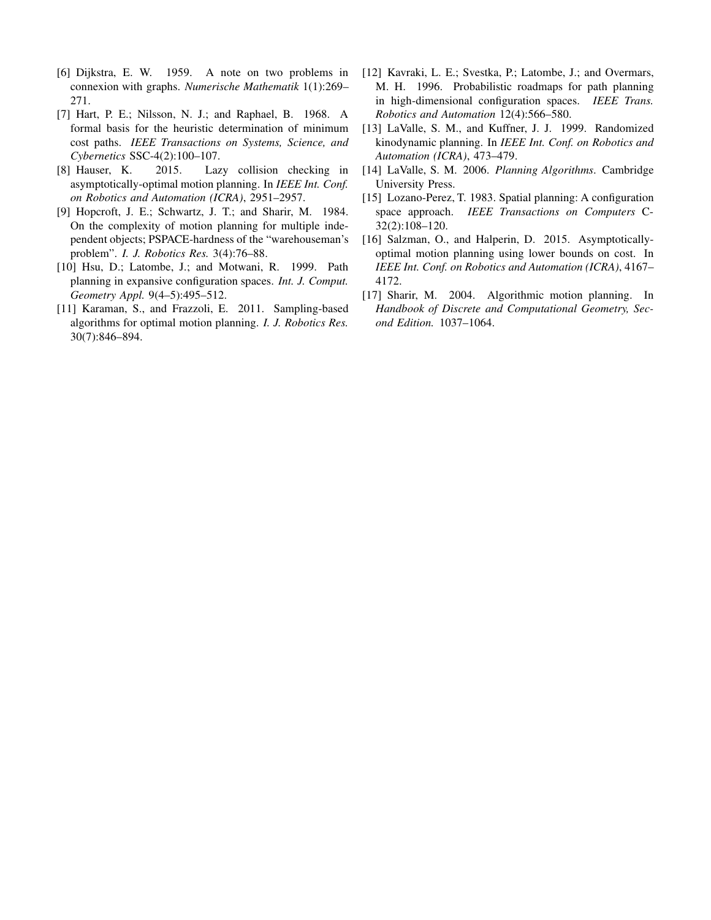[6] Dijkstra, E. W. 1959. A note on two problems in connexion with graphs. *Numerische Mathematik* 1(1):269–271.

[7] Hart, P. E.; Nilsson, N. J.; and Raphael, B. 1968. A formal basis for the heuristic determination of minimum cost paths. *IEEE Transactions on Systems, Science, and Cybernetics* SSC-4(2):100–107.

[8] Hauser, K. 2015. Lazy collision checking in asymptotically-optimal motion planning. In *IEEE Int. Conf. on Robotics and Automation (ICRA)*, 2951–2957.

[9] Hopcroft, J. E.; Schwartz, J. T.; and Sharir, M. 1984. On the complexity of motion planning for multiple independent objects; PSPACE-hardness of the "warehouseman's problem". *I. J. Robotics Res.* 3(4):76–88.

[10] Hsu, D.; Latombe, J.; and Motwani, R. 1999. Path planning in expansive configuration spaces. *Int. J. Comput. Geometry Appl.* 9(4–5):495–512.

[11] Karaman, S., and Frazzoli, E. 2011. Sampling-based algorithms for optimal motion planning. *I. J. Robotics Res.* 30(7):846–894.

[12] Kavraki, L. E.; Svestka, P.; Latombe, J.; and Overmars, M. H. 1996. Probabilistic roadmaps for path planning in high-dimensional configuration spaces. *IEEE Trans. Robotics and Automation* 12(4):566–580.

[13] LaValle, S. M., and Kuffner, J. J. 1999. Randomized kinodynamic planning. In *IEEE Int. Conf. on Robotics and Automation (ICRA)*, 473–479.

[14] LaValle, S. M. 2006. *Planning Algorithms*. Cambridge University Press.

[15] Lozano-Perez, T. 1983. Spatial planning: A configuration space approach. *IEEE Transactions on Computers* C-32(2):108–120.

[16] Salzman, O., and Halperin, D. 2015. Asymptotically-optimal motion planning using lower bounds on cost. In *IEEE Int. Conf. on Robotics and Automation (ICRA)*, 4167–4172.

[17] Sharir, M. 2004. Algorithmic motion planning. In *Handbook of Discrete and Computational Geometry, Second Edition.* 1037–1064.